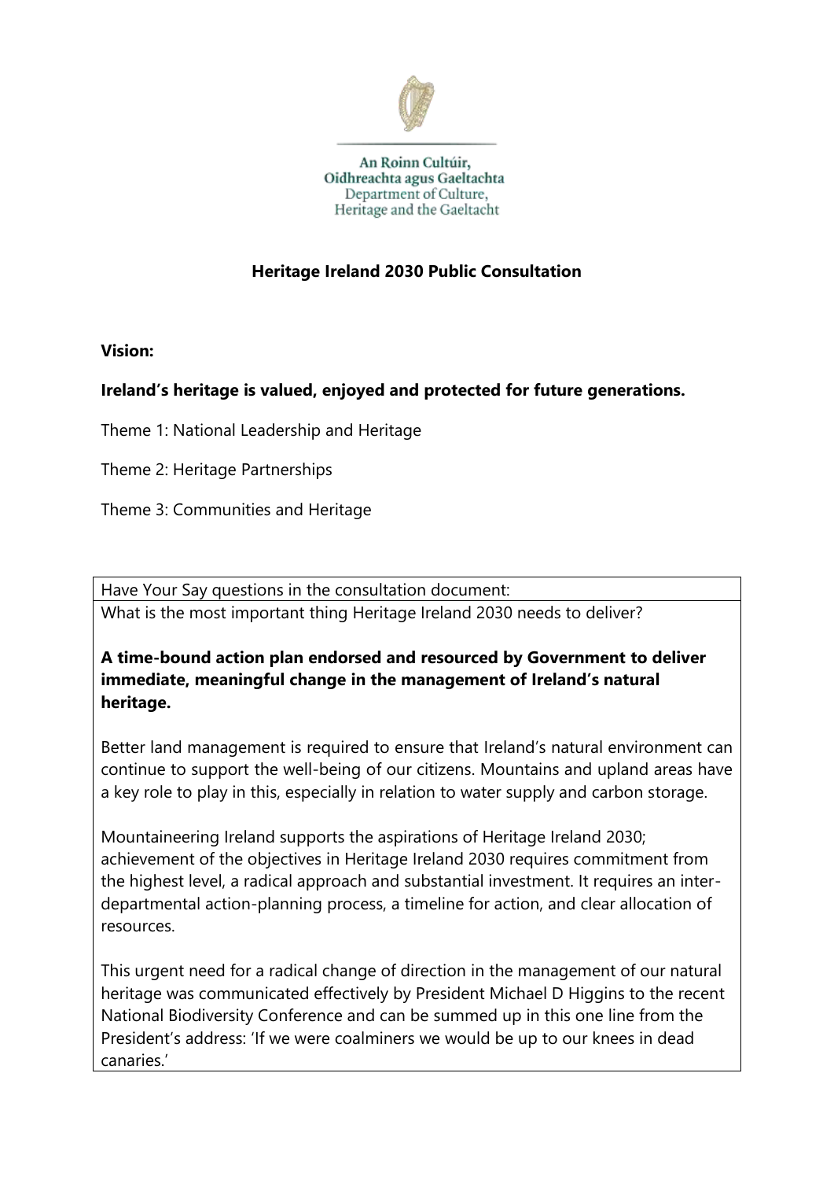An Roinn Cultúir,
Oidhreachta agus Gaeltachta
Department of Culture,
Heritage and the Gaeltacht

# Heritage Ireland 2030 Public Consultation

**Vision:**

**Ireland's heritage is valued, enjoyed and protected for future generations.**

Theme 1: National Leadership and Heritage

Theme 2: Heritage Partnerships

Theme 3: Communities and Heritage

| Have Your Say questions in the consultation document: |
| --- |
| What is the most important thing Heritage Ireland 2030 needs to deliver?<br><br>**A time-bound action plan endorsed and resourced by Government to deliver immediate, meaningful change in the management of Ireland's natural heritage.**<br><br>Better land management is required to ensure that Ireland's natural environment can continue to support the well-being of our citizens. Mountains and upland areas have a key role to play in this, especially in relation to water supply and carbon storage.<br><br>Mountaineering Ireland supports the aspirations of Heritage Ireland 2030; achievement of the objectives in Heritage Ireland 2030 requires commitment from the highest level, a radical approach and substantial investment. It requires an inter-departmental action-planning process, a timeline for action, and clear allocation of resources.<br><br>This urgent need for a radical change of direction in the management of our natural heritage was communicated effectively by President Michael D Higgins to the recent National Biodiversity Conference and can be summed up in this one line from the President's address: 'If we were coalminers we would be up to our knees in dead canaries.' |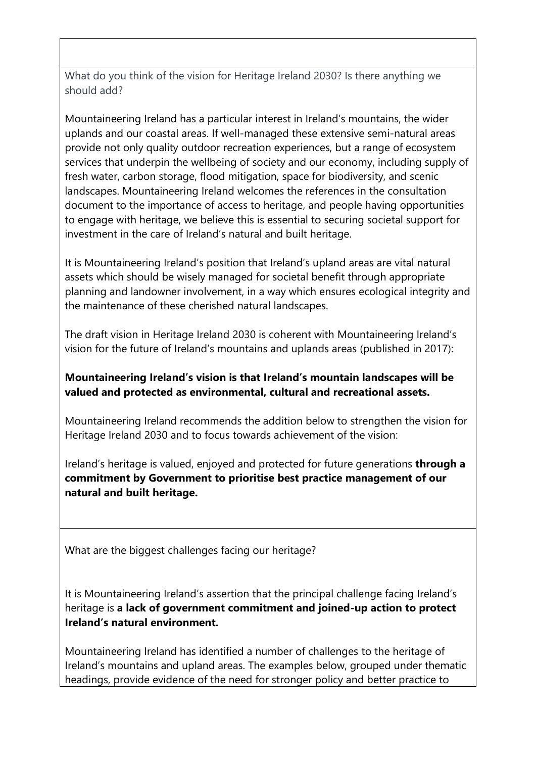What do you think of the vision for Heritage Ireland 2030? Is there anything we should add?

Mountaineering Ireland has a particular interest in Ireland's mountains, the wider uplands and our coastal areas. If well-managed these extensive semi-natural areas provide not only quality outdoor recreation experiences, but a range of ecosystem services that underpin the wellbeing of society and our economy, including supply of fresh water, carbon storage, flood mitigation, space for biodiversity, and scenic landscapes. Mountaineering Ireland welcomes the references in the consultation document to the importance of access to heritage, and people having opportunities to engage with heritage, we believe this is essential to securing societal support for investment in the care of Ireland's natural and built heritage.

It is Mountaineering Ireland's position that Ireland's upland areas are vital natural assets which should be wisely managed for societal benefit through appropriate planning and landowner involvement, in a way which ensures ecological integrity and the maintenance of these cherished natural landscapes.

The draft vision in Heritage Ireland 2030 is coherent with Mountaineering Ireland's vision for the future of Ireland's mountains and uplands areas (published in 2017):

**Mountaineering Ireland's vision is that Ireland's mountain landscapes will be valued and protected as environmental, cultural and recreational assets.**

Mountaineering Ireland recommends the addition below to strengthen the vision for Heritage Ireland 2030 and to focus towards achievement of the vision:

Ireland's heritage is valued, enjoyed and protected for future generations **through a commitment by Government to prioritise best practice management of our natural and built heritage.**

What are the biggest challenges facing our heritage?

It is Mountaineering Ireland's assertion that the principal challenge facing Ireland's heritage is **a lack of government commitment and joined-up action to protect Ireland's natural environment.**

Mountaineering Ireland has identified a number of challenges to the heritage of Ireland's mountains and upland areas. The examples below, grouped under thematic headings, provide evidence of the need for stronger policy and better practice to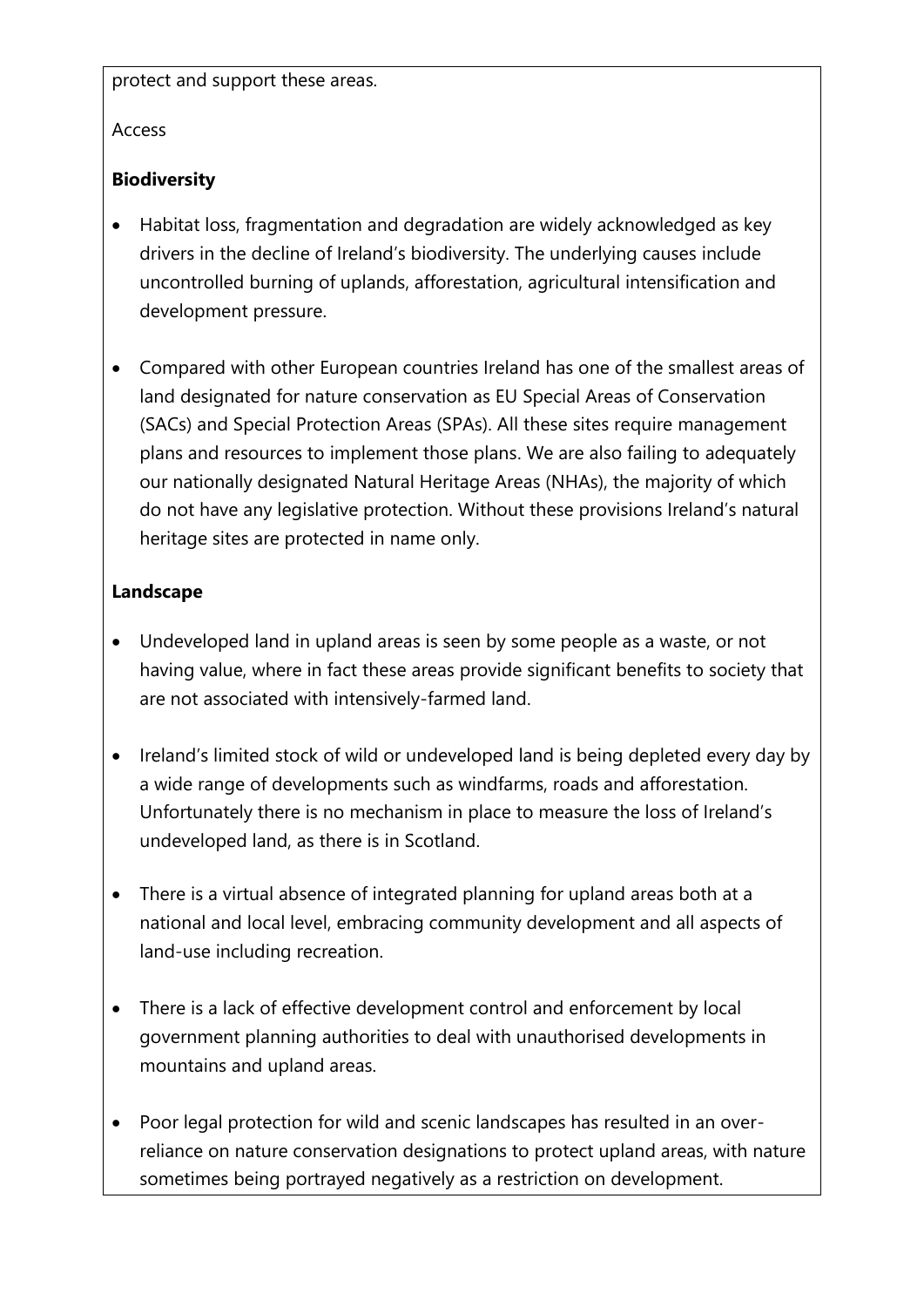protect and support these areas.

Access

**Biodiversity**

- Habitat loss, fragmentation and degradation are widely acknowledged as key drivers in the decline of Ireland's biodiversity. The underlying causes include uncontrolled burning of uplands, afforestation, agricultural intensification and development pressure.

- Compared with other European countries Ireland has one of the smallest areas of land designated for nature conservation as EU Special Areas of Conservation (SACs) and Special Protection Areas (SPAs). All these sites require management plans and resources to implement those plans. We are also failing to adequately our nationally designated Natural Heritage Areas (NHAs), the majority of which do not have any legislative protection. Without these provisions Ireland's natural heritage sites are protected in name only.

**Landscape**

- Undeveloped land in upland areas is seen by some people as a waste, or not having value, where in fact these areas provide significant benefits to society that are not associated with intensively-farmed land.

- Ireland's limited stock of wild or undeveloped land is being depleted every day by a wide range of developments such as windfarms, roads and afforestation. Unfortunately there is no mechanism in place to measure the loss of Ireland's undeveloped land, as there is in Scotland.

- There is a virtual absence of integrated planning for upland areas both at a national and local level, embracing community development and all aspects of land-use including recreation.

- There is a lack of effective development control and enforcement by local government planning authorities to deal with unauthorised developments in mountains and upland areas.

- Poor legal protection for wild and scenic landscapes has resulted in an over-reliance on nature conservation designations to protect upland areas, with nature sometimes being portrayed negatively as a restriction on development.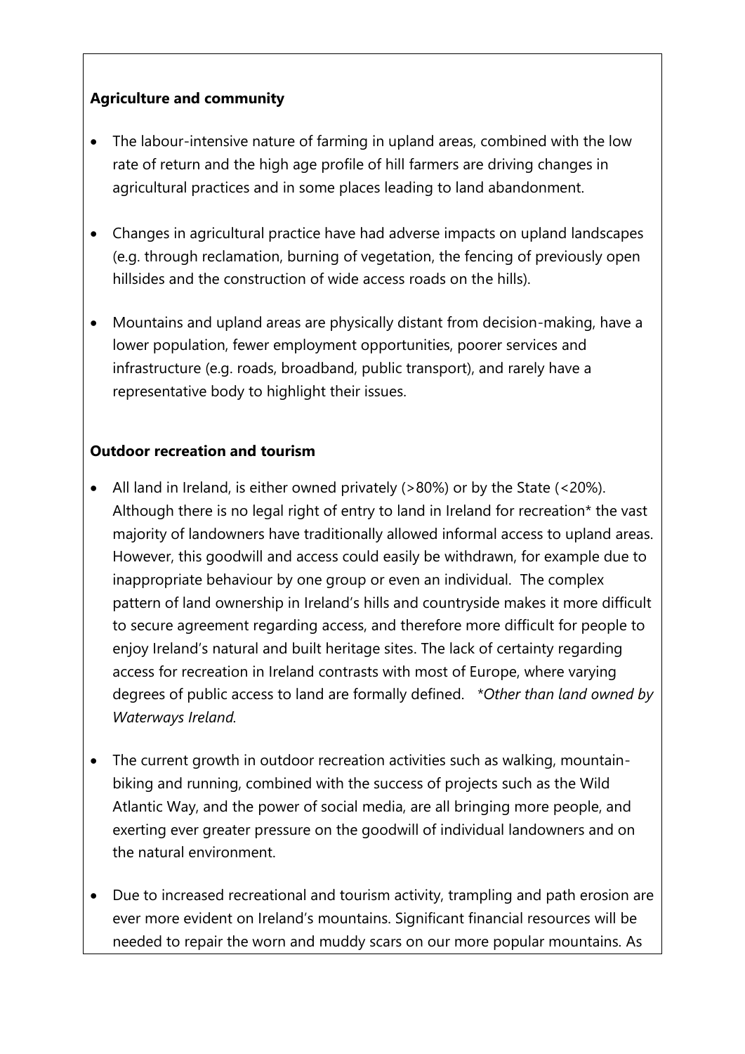**Agriculture and community**

- The labour-intensive nature of farming in upland areas, combined with the low rate of return and the high age profile of hill farmers are driving changes in agricultural practices and in some places leading to land abandonment.
- Changes in agricultural practice have had adverse impacts on upland landscapes (e.g. through reclamation, burning of vegetation, the fencing of previously open hillsides and the construction of wide access roads on the hills).
- Mountains and upland areas are physically distant from decision-making, have a lower population, fewer employment opportunities, poorer services and infrastructure (e.g. roads, broadband, public transport), and rarely have a representative body to highlight their issues.

**Outdoor recreation and tourism**

- All land in Ireland, is either owned privately (>80%) or by the State (<20%). Although there is no legal right of entry to land in Ireland for recreation* the vast majority of landowners have traditionally allowed informal access to upland areas. However, this goodwill and access could easily be withdrawn, for example due to inappropriate behaviour by one group or even an individual. The complex pattern of land ownership in Ireland's hills and countryside makes it more difficult to secure agreement regarding access, and therefore more difficult for people to enjoy Ireland's natural and built heritage sites. The lack of certainty regarding access for recreation in Ireland contrasts with most of Europe, where varying degrees of public access to land are formally defined. **Other than land owned by Waterways Ireland.*
- The current growth in outdoor recreation activities such as walking, mountain-biking and running, combined with the success of projects such as the Wild Atlantic Way, and the power of social media, are all bringing more people, and exerting ever greater pressure on the goodwill of individual landowners and on the natural environment.
- Due to increased recreational and tourism activity, trampling and path erosion are ever more evident on Ireland's mountains. Significant financial resources will be needed to repair the worn and muddy scars on our more popular mountains. As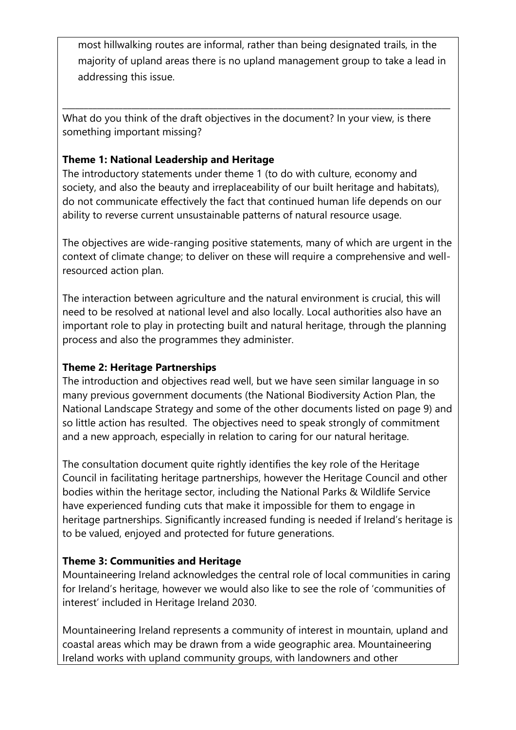most hillwalking routes are informal, rather than being designated trails, in the majority of upland areas there is no upland management group to take a lead in addressing this issue.

---

What do you think of the draft objectives in the document? In your view, is there something important missing?

**Theme 1: National Leadership and Heritage**

The introductory statements under theme 1 (to do with culture, economy and society, and also the beauty and irreplaceability of our built heritage and habitats), do not communicate effectively the fact that continued human life depends on our ability to reverse current unsustainable patterns of natural resource usage.

The objectives are wide-ranging positive statements, many of which are urgent in the context of climate change; to deliver on these will require a comprehensive and well-resourced action plan.

The interaction between agriculture and the natural environment is crucial, this will need to be resolved at national level and also locally. Local authorities also have an important role to play in protecting built and natural heritage, through the planning process and also the programmes they administer.

**Theme 2: Heritage Partnerships**

The introduction and objectives read well, but we have seen similar language in so many previous government documents (the National Biodiversity Action Plan, the National Landscape Strategy and some of the other documents listed on page 9) and so little action has resulted. The objectives need to speak strongly of commitment and a new approach, especially in relation to caring for our natural heritage.

The consultation document quite rightly identifies the key role of the Heritage Council in facilitating heritage partnerships, however the Heritage Council and other bodies within the heritage sector, including the National Parks & Wildlife Service have experienced funding cuts that make it impossible for them to engage in heritage partnerships. Significantly increased funding is needed if Ireland's heritage is to be valued, enjoyed and protected for future generations.

**Theme 3: Communities and Heritage**

Mountaineering Ireland acknowledges the central role of local communities in caring for Ireland's heritage, however we would also like to see the role of 'communities of interest' included in Heritage Ireland 2030.

Mountaineering Ireland represents a community of interest in mountain, upland and coastal areas which may be drawn from a wide geographic area. Mountaineering Ireland works with upland community groups, with landowners and other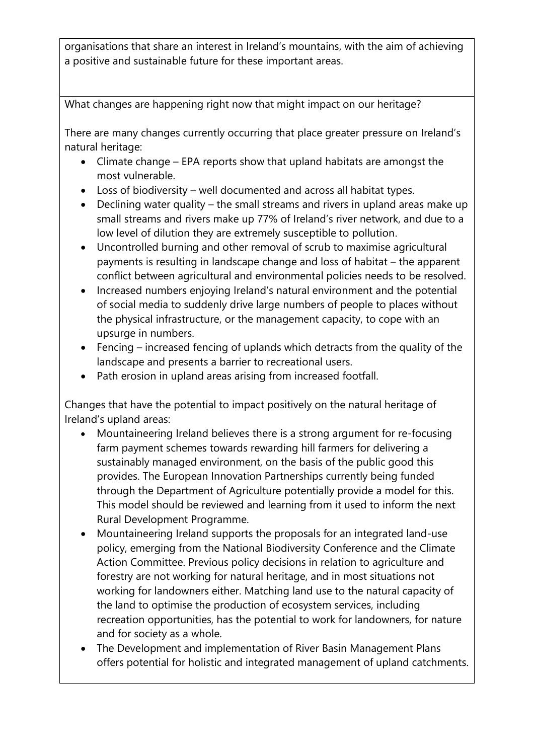organisations that share an interest in Ireland's mountains, with the aim of achieving a positive and sustainable future for these important areas.

What changes are happening right now that might impact on our heritage?

There are many changes currently occurring that place greater pressure on Ireland's natural heritage:

- Climate change – EPA reports show that upland habitats are amongst the most vulnerable.
- Loss of biodiversity – well documented and across all habitat types.
- Declining water quality – the small streams and rivers in upland areas make up small streams and rivers make up 77% of Ireland's river network, and due to a low level of dilution they are extremely susceptible to pollution.
- Uncontrolled burning and other removal of scrub to maximise agricultural payments is resulting in landscape change and loss of habitat – the apparent conflict between agricultural and environmental policies needs to be resolved.
- Increased numbers enjoying Ireland's natural environment and the potential of social media to suddenly drive large numbers of people to places without the physical infrastructure, or the management capacity, to cope with an upsurge in numbers.
- Fencing – increased fencing of uplands which detracts from the quality of the landscape and presents a barrier to recreational users.
- Path erosion in upland areas arising from increased footfall.

Changes that have the potential to impact positively on the natural heritage of Ireland's upland areas:

- Mountaineering Ireland believes there is a strong argument for re-focusing farm payment schemes towards rewarding hill farmers for delivering a sustainably managed environment, on the basis of the public good this provides. The European Innovation Partnerships currently being funded through the Department of Agriculture potentially provide a model for this. This model should be reviewed and learning from it used to inform the next Rural Development Programme.
- Mountaineering Ireland supports the proposals for an integrated land-use policy, emerging from the National Biodiversity Conference and the Climate Action Committee. Previous policy decisions in relation to agriculture and forestry are not working for natural heritage, and in most situations not working for landowners either. Matching land use to the natural capacity of the land to optimise the production of ecosystem services, including recreation opportunities, has the potential to work for landowners, for nature and for society as a whole.
- The Development and implementation of River Basin Management Plans offers potential for holistic and integrated management of upland catchments.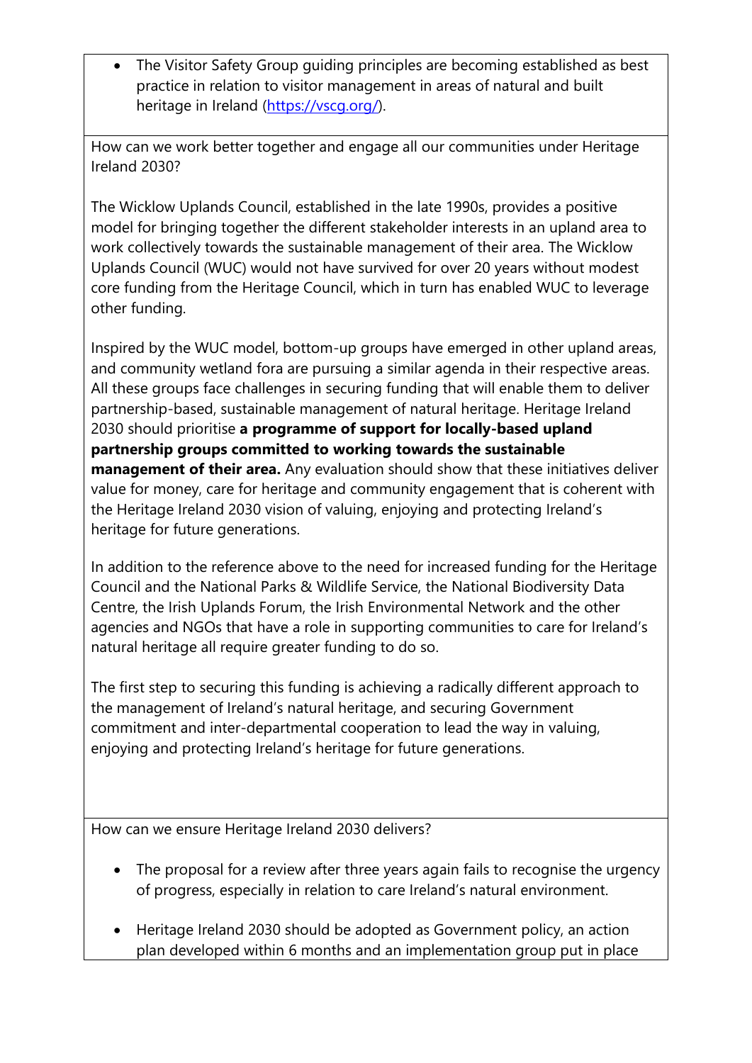- The Visitor Safety Group guiding principles are becoming established as best practice in relation to visitor management in areas of natural and built heritage in Ireland (https://vscg.org/).

How can we work better together and engage all our communities under Heritage Ireland 2030?

The Wicklow Uplands Council, established in the late 1990s, provides a positive model for bringing together the different stakeholder interests in an upland area to work collectively towards the sustainable management of their area. The Wicklow Uplands Council (WUC) would not have survived for over 20 years without modest core funding from the Heritage Council, which in turn has enabled WUC to leverage other funding.

Inspired by the WUC model, bottom-up groups have emerged in other upland areas, and community wetland fora are pursuing a similar agenda in their respective areas. All these groups face challenges in securing funding that will enable them to deliver partnership-based, sustainable management of natural heritage. Heritage Ireland 2030 should prioritise **a programme of support for locally-based upland partnership groups committed to working towards the sustainable management of their area.** Any evaluation should show that these initiatives deliver value for money, care for heritage and community engagement that is coherent with the Heritage Ireland 2030 vision of valuing, enjoying and protecting Ireland's heritage for future generations.

In addition to the reference above to the need for increased funding for the Heritage Council and the National Parks & Wildlife Service, the National Biodiversity Data Centre, the Irish Uplands Forum, the Irish Environmental Network and the other agencies and NGOs that have a role in supporting communities to care for Ireland's natural heritage all require greater funding to do so.

The first step to securing this funding is achieving a radically different approach to the management of Ireland's natural heritage, and securing Government commitment and inter-departmental cooperation to lead the way in valuing, enjoying and protecting Ireland's heritage for future generations.

How can we ensure Heritage Ireland 2030 delivers?

- The proposal for a review after three years again fails to recognise the urgency of progress, especially in relation to care Ireland's natural environment.
- Heritage Ireland 2030 should be adopted as Government policy, an action plan developed within 6 months and an implementation group put in place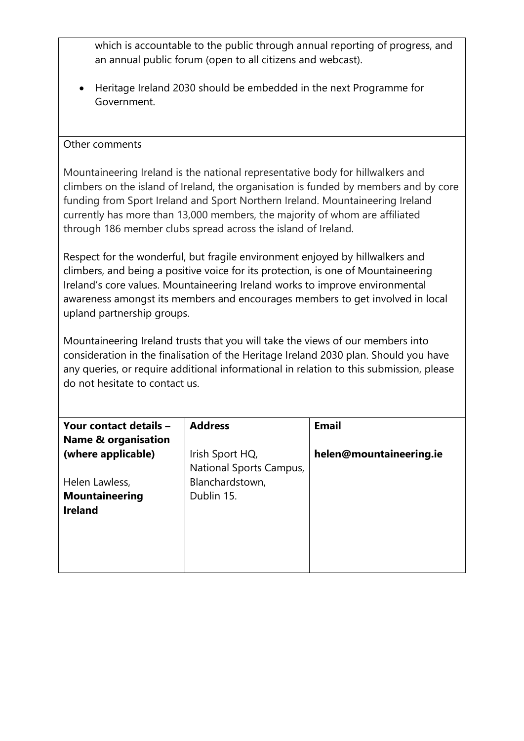which is accountable to the public through annual reporting of progress, and an annual public forum (open to all citizens and webcast).

- Heritage Ireland 2030 should be embedded in the next Programme for Government.

Other comments

Mountaineering Ireland is the national representative body for hillwalkers and climbers on the island of Ireland, the organisation is funded by members and by core funding from Sport Ireland and Sport Northern Ireland. Mountaineering Ireland currently has more than 13,000 members, the majority of whom are affiliated through 186 member clubs spread across the island of Ireland.

Respect for the wonderful, but fragile environment enjoyed by hillwalkers and climbers, and being a positive voice for its protection, is one of Mountaineering Ireland's core values. Mountaineering Ireland works to improve environmental awareness amongst its members and encourages members to get involved in local upland partnership groups.

Mountaineering Ireland trusts that you will take the views of our members into consideration in the finalisation of the Heritage Ireland 2030 plan. Should you have any queries, or require additional informational in relation to this submission, please do not hesitate to contact us.

| **Your contact details – Name & organisation (where applicable)** | **Address** | **Email** |
|---|---|---|
| Helen Lawless, **Mountaineering Ireland** | Irish Sport HQ, National Sports Campus, Blanchardstown, Dublin 15. | **helen@mountaineering.ie** |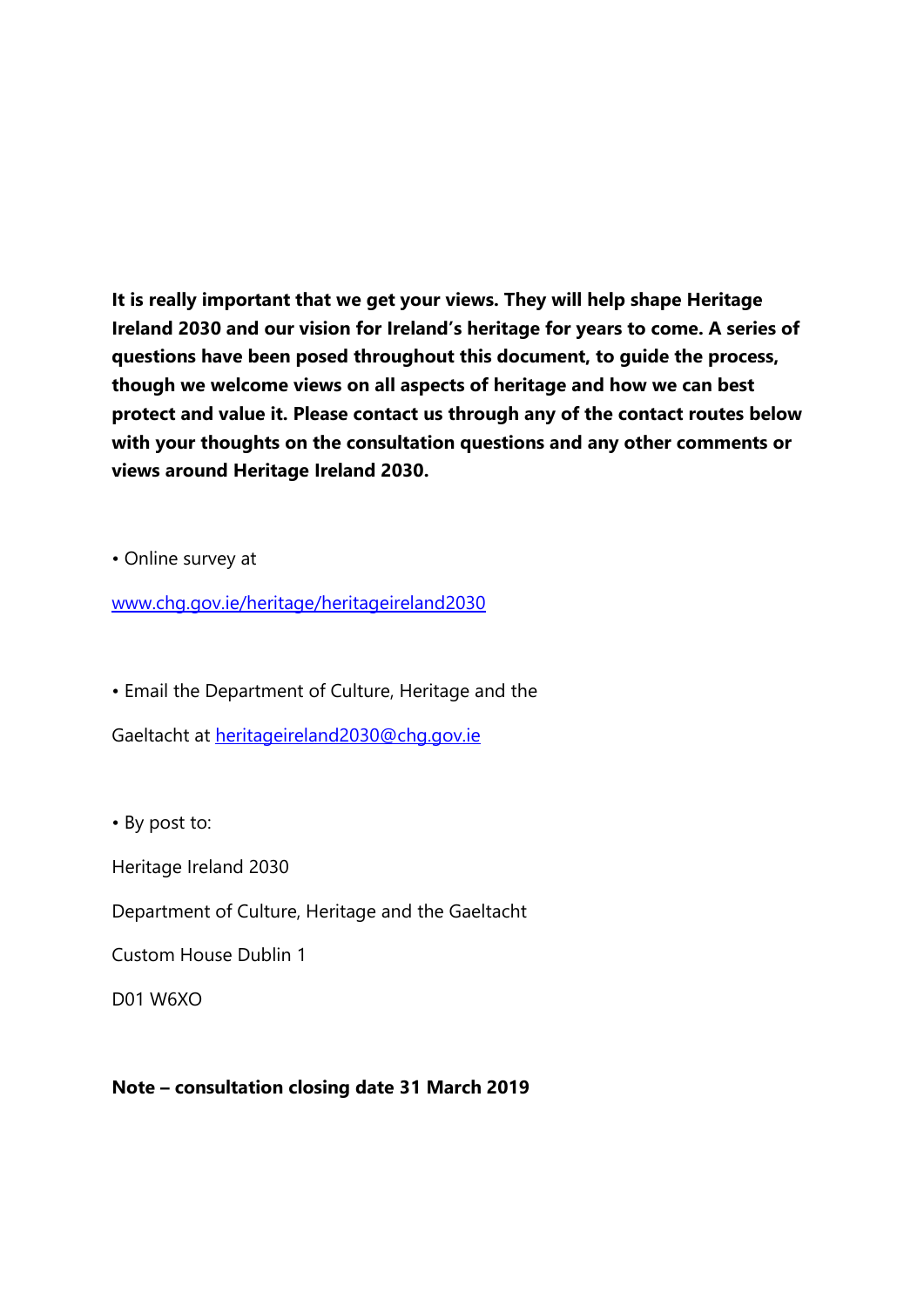**It is really important that we get your views. They will help shape Heritage Ireland 2030 and our vision for Ireland's heritage for years to come. A series of questions have been posed throughout this document, to guide the process, though we welcome views on all aspects of heritage and how we can best protect and value it. Please contact us through any of the contact routes below with your thoughts on the consultation questions and any other comments or views around Heritage Ireland 2030.**

• Online survey at

[www.chg.gov.ie/heritage/heritageireland2030](www.chg.gov.ie/heritage/heritageireland2030)

• Email the Department of Culture, Heritage and the

Gaeltacht at [heritageireland2030@chg.gov.ie](mailto:heritageireland2030@chg.gov.ie)

• By post to:

Heritage Ireland 2030

Department of Culture, Heritage and the Gaeltacht

Custom House Dublin 1

D01 W6XO

**Note – consultation closing date 31 March 2019**